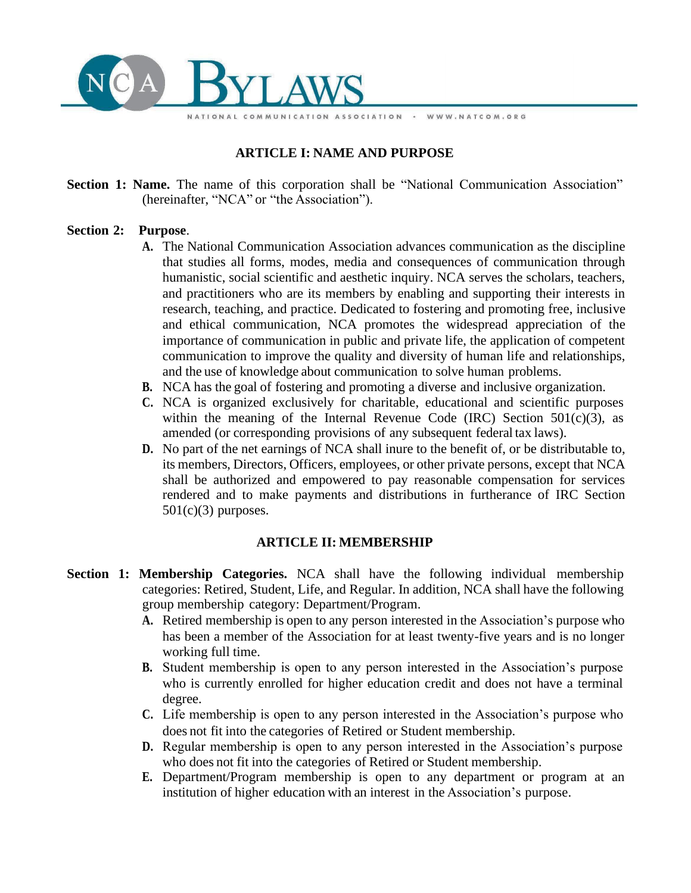# NCA BYLAWS

NATIONAL COMMUNICATION ASSOCIATION • WWW.NATCOM.ORG

## ARTICLE I: NAME AND PURPOSE

**Section 1: Name.** The name of this corporation shall be "National Communication Association" (hereinafter, "NCA" or "the Association").

**Section 2: Purpose**.

- **A.** The National Communication Association advances communication as the discipline that studies all forms, modes, media and consequences of communication through humanistic, social scientific and aesthetic inquiry. NCA serves the scholars, teachers, and practitioners who are its members by enabling and supporting their interests in research, teaching, and practice. Dedicated to fostering and promoting free, inclusive and ethical communication, NCA promotes the widespread appreciation of the importance of communication in public and private life, the application of competent communication to improve the quality and diversity of human life and relationships, and the use of knowledge about communication to solve human problems.
- **B.** NCA has the goal of fostering and promoting a diverse and inclusive organization.
- **C.** NCA is organized exclusively for charitable, educational and scientific purposes within the meaning of the Internal Revenue Code (IRC) Section 501(c)(3), as amended (or corresponding provisions of any subsequent federal tax laws).
- **D.** No part of the net earnings of NCA shall inure to the benefit of, or be distributable to, its members, Directors, Officers, employees, or other private persons, except that NCA shall be authorized and empowered to pay reasonable compensation for services rendered and to make payments and distributions in furtherance of IRC Section 501(c)(3) purposes.

## ARTICLE II: MEMBERSHIP

**Section 1: Membership Categories.** NCA shall have the following individual membership categories: Retired, Student, Life, and Regular. In addition, NCA shall have the following group membership category: Department/Program.

- **A.** Retired membership is open to any person interested in the Association's purpose who has been a member of the Association for at least twenty-five years and is no longer working full time.
- **B.** Student membership is open to any person interested in the Association's purpose who is currently enrolled for higher education credit and does not have a terminal degree.
- **C.** Life membership is open to any person interested in the Association's purpose who does not fit into the categories of Retired or Student membership.
- **D.** Regular membership is open to any person interested in the Association's purpose who does not fit into the categories of Retired or Student membership.
- **E.** Department/Program membership is open to any department or program at an institution of higher education with an interest in the Association's purpose.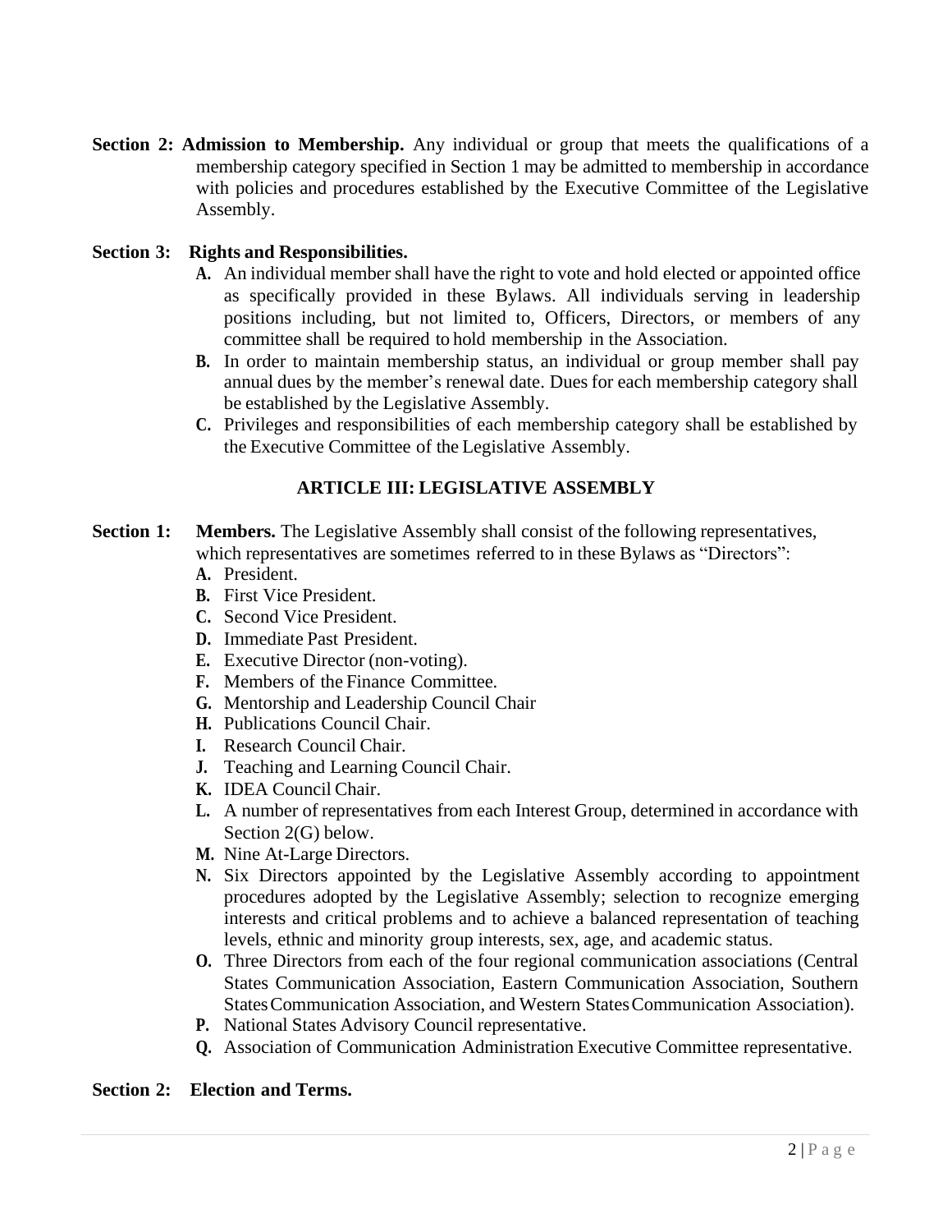**Section 2: Admission to Membership.** Any individual or group that meets the qualifications of a membership category specified in Section 1 may be admitted to membership in accordance with policies and procedures established by the Executive Committee of the Legislative Assembly.

**Section 3: Rights and Responsibilities.**

- **A.** An individual member shall have the right to vote and hold elected or appointed office as specifically provided in these Bylaws. All individuals serving in leadership positions including, but not limited to, Officers, Directors, or members of any committee shall be required to hold membership in the Association.
- **B.** In order to maintain membership status, an individual or group member shall pay annual dues by the member's renewal date. Dues for each membership category shall be established by the Legislative Assembly.
- **C.** Privileges and responsibilities of each membership category shall be established by the Executive Committee of the Legislative Assembly.

## ARTICLE III: LEGISLATIVE ASSEMBLY

**Section 1: Members.** The Legislative Assembly shall consist of the following representatives, which representatives are sometimes referred to in these Bylaws as "Directors":

- **A.** President.
- **B.** First Vice President.
- **C.** Second Vice President.
- **D.** Immediate Past President.
- **E.** Executive Director (non-voting).
- **F.** Members of the Finance Committee.
- **G.** Mentorship and Leadership Council Chair
- **H.** Publications Council Chair.
- **I.** Research Council Chair.
- **J.** Teaching and Learning Council Chair.
- **K.** IDEA Council Chair.
- **L.** A number of representatives from each Interest Group, determined in accordance with Section 2(G) below.
- **M.** Nine At-Large Directors.
- **N.** Six Directors appointed by the Legislative Assembly according to appointment procedures adopted by the Legislative Assembly; selection to recognize emerging interests and critical problems and to achieve a balanced representation of teaching levels, ethnic and minority group interests, sex, age, and academic status.
- **O.** Three Directors from each of the four regional communication associations (Central States Communication Association, Eastern Communication Association, Southern States Communication Association, and Western States Communication Association).
- **P.** National States Advisory Council representative.
- **Q.** Association of Communication Administration Executive Committee representative.

**Section 2: Election and Terms.**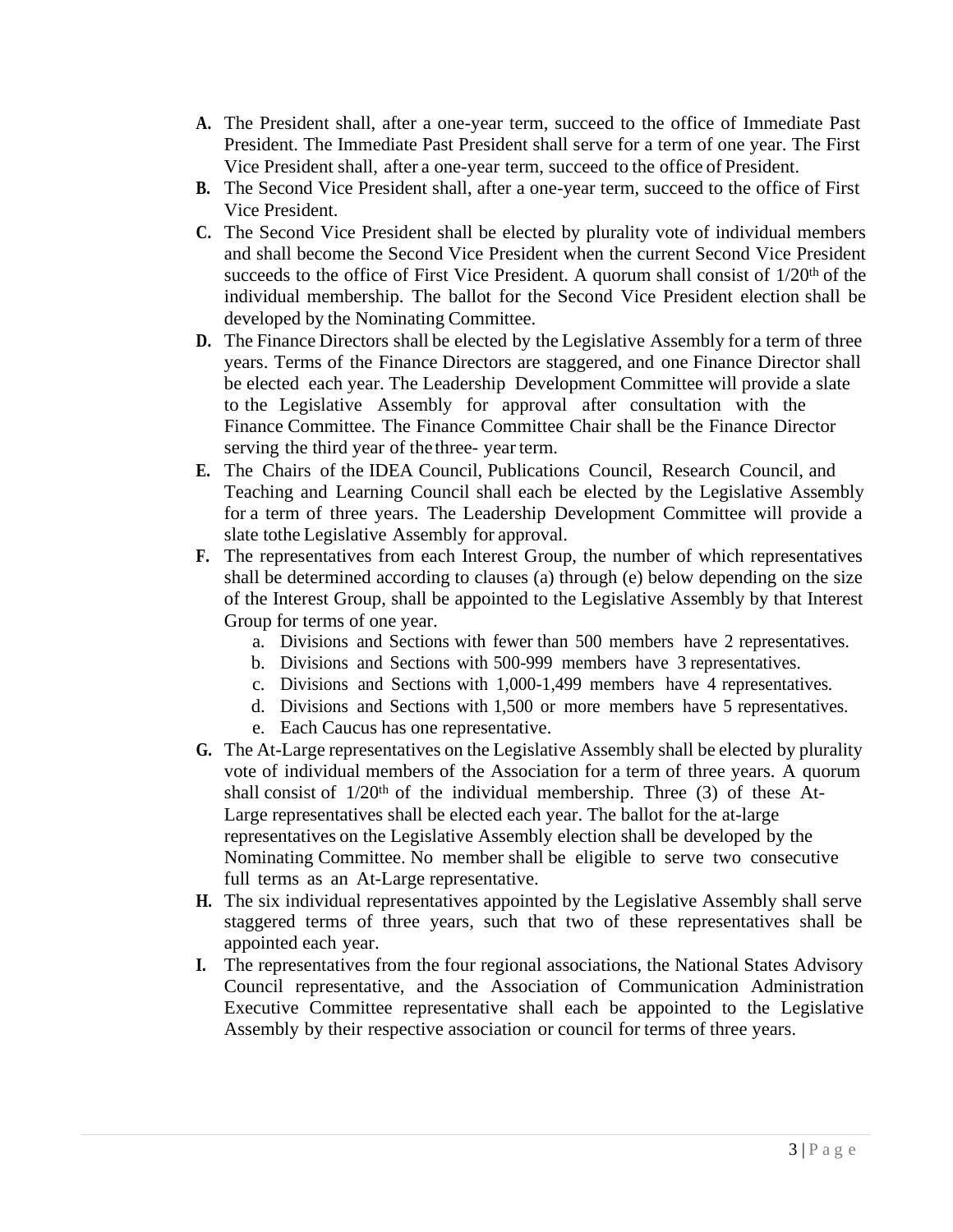**A.** The President shall, after a one-year term, succeed to the office of Immediate Past President. The Immediate Past President shall serve for a term of one year. The First Vice President shall, after a one-year term, succeed to the office of President.

**B.** The Second Vice President shall, after a one-year term, succeed to the office of First Vice President.

**C.** The Second Vice President shall be elected by plurality vote of individual members and shall become the Second Vice President when the current Second Vice President succeeds to the office of First Vice President. A quorum shall consist of 1/20th of the individual membership. The ballot for the Second Vice President election shall be developed by the Nominating Committee.

**D.** The Finance Directors shall be elected by the Legislative Assembly for a term of three years. Terms of the Finance Directors are staggered, and one Finance Director shall be elected each year. The Leadership Development Committee will provide a slate to the Legislative Assembly for approval after consultation with the Finance Committee. The Finance Committee Chair shall be the Finance Director serving the third year of the three- year term.

**E.** The Chairs of the IDEA Council, Publications Council, Research Council, and Teaching and Learning Council shall each be elected by the Legislative Assembly for a term of three years. The Leadership Development Committee will provide a slate tothe Legislative Assembly for approval.

**F.** The representatives from each Interest Group, the number of which representatives shall be determined according to clauses (a) through (e) below depending on the size of the Interest Group, shall be appointed to the Legislative Assembly by that Interest Group for terms of one year.

   a. Divisions and Sections with fewer than 500 members have 2 representatives.
   b. Divisions and Sections with 500-999 members have 3 representatives.
   c. Divisions and Sections with 1,000-1,499 members have 4 representatives.
   d. Divisions and Sections with 1,500 or more members have 5 representatives.
   e. Each Caucus has one representative.

**G.** The At-Large representatives on the Legislative Assembly shall be elected by plurality vote of individual members of the Association for a term of three years. A quorum shall consist of 1/20th of the individual membership. Three (3) of these At-Large representatives shall be elected each year. The ballot for the at-large representatives on the Legislative Assembly election shall be developed by the Nominating Committee. No member shall be eligible to serve two consecutive full terms as an At-Large representative.

**H.** The six individual representatives appointed by the Legislative Assembly shall serve staggered terms of three years, such that two of these representatives shall be appointed each year.

**I.** The representatives from the four regional associations, the National States Advisory Council representative, and the Association of Communication Administration Executive Committee representative shall each be appointed to the Legislative Assembly by their respective association or council for terms of three years.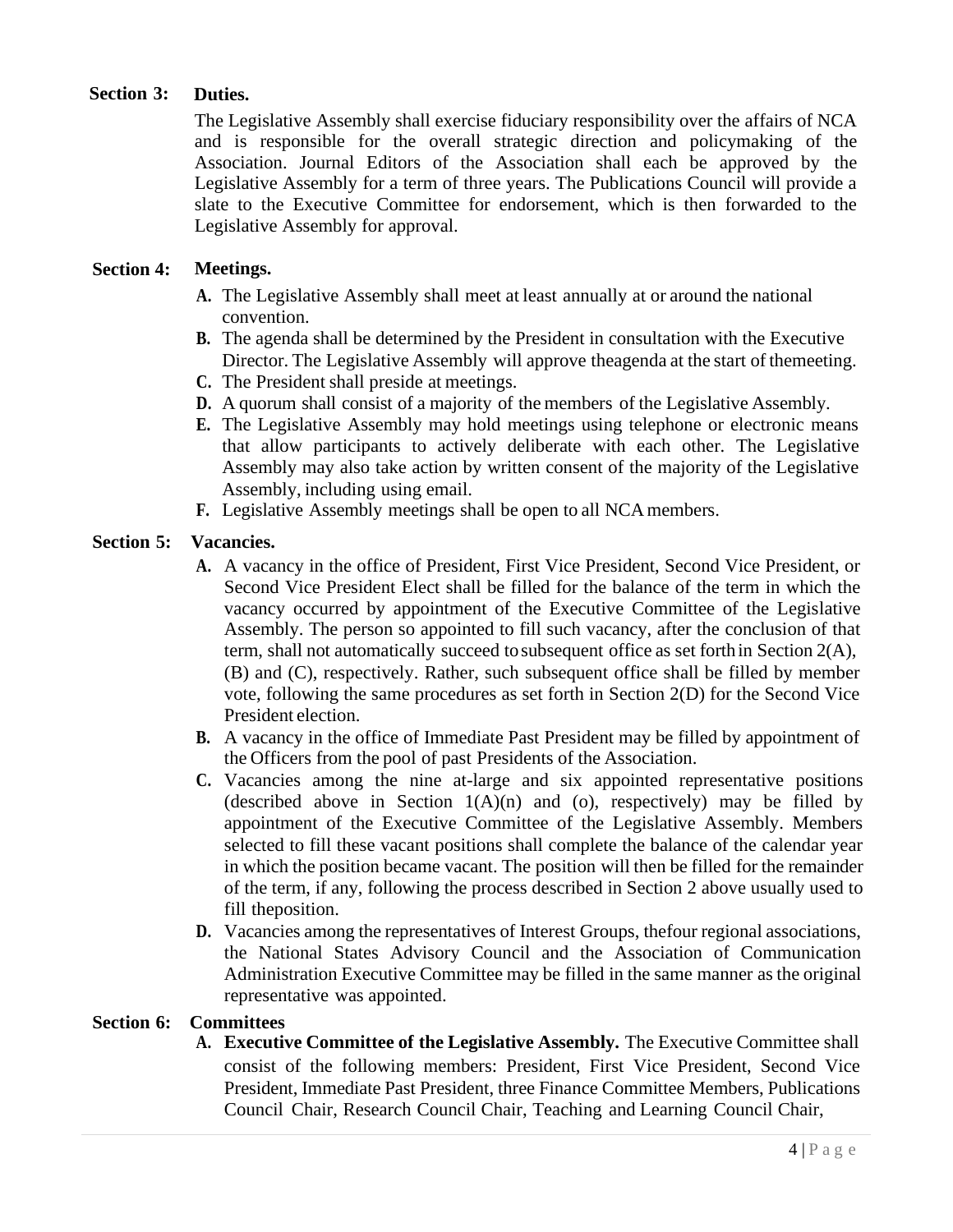**Section 3: Duties.**

The Legislative Assembly shall exercise fiduciary responsibility over the affairs of NCA and is responsible for the overall strategic direction and policymaking of the Association. Journal Editors of the Association shall each be approved by the Legislative Assembly for a term of three years. The Publications Council will provide a slate to the Executive Committee for endorsement, which is then forwarded to the Legislative Assembly for approval.

**Section 4: Meetings.**

- **A.** The Legislative Assembly shall meet at least annually at or around the national convention.
- **B.** The agenda shall be determined by the President in consultation with the Executive Director. The Legislative Assembly will approve theagenda at the start of themeeting.
- **C.** The President shall preside at meetings.
- **D.** A quorum shall consist of a majority of the members of the Legislative Assembly.
- **E.** The Legislative Assembly may hold meetings using telephone or electronic means that allow participants to actively deliberate with each other. The Legislative Assembly may also take action by written consent of the majority of the Legislative Assembly, including using email.
- **F.** Legislative Assembly meetings shall be open to all NCA members.

**Section 5: Vacancies.**

- **A.** A vacancy in the office of President, First Vice President, Second Vice President, or Second Vice President Elect shall be filled for the balance of the term in which the vacancy occurred by appointment of the Executive Committee of the Legislative Assembly. The person so appointed to fill such vacancy, after the conclusion of that term, shall not automatically succeed to subsequent office as set forth in Section 2(A), (B) and (C), respectively. Rather, such subsequent office shall be filled by member vote, following the same procedures as set forth in Section 2(D) for the Second Vice President election.
- **B.** A vacancy in the office of Immediate Past President may be filled by appointment of the Officers from the pool of past Presidents of the Association.
- **C.** Vacancies among the nine at-large and six appointed representative positions (described above in Section 1(A)(n) and (o), respectively) may be filled by appointment of the Executive Committee of the Legislative Assembly. Members selected to fill these vacant positions shall complete the balance of the calendar year in which the position became vacant. The position will then be filled for the remainder of the term, if any, following the process described in Section 2 above usually used to fill theposition.
- **D.** Vacancies among the representatives of Interest Groups, thefour regional associations, the National States Advisory Council and the Association of Communication Administration Executive Committee may be filled in the same manner as the original representative was appointed.

**Section 6: Committees**

- **A. Executive Committee of the Legislative Assembly.** The Executive Committee shall consist of the following members: President, First Vice President, Second Vice President, Immediate Past President, three Finance Committee Members, Publications Council Chair, Research Council Chair, Teaching and Learning Council Chair,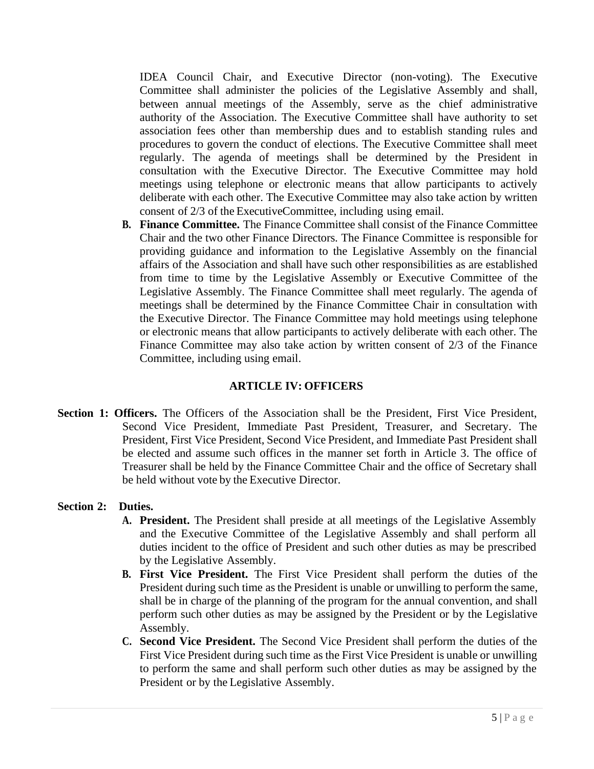IDEA Council Chair, and Executive Director (non-voting). The Executive Committee shall administer the policies of the Legislative Assembly and shall, between annual meetings of the Assembly, serve as the chief administrative authority of the Association. The Executive Committee shall have authority to set association fees other than membership dues and to establish standing rules and procedures to govern the conduct of elections. The Executive Committee shall meet regularly. The agenda of meetings shall be determined by the President in consultation with the Executive Director. The Executive Committee may hold meetings using telephone or electronic means that allow participants to actively deliberate with each other. The Executive Committee may also take action by written consent of 2/3 of the ExecutiveCommittee, including using email.

**B. Finance Committee.** The Finance Committee shall consist of the Finance Committee Chair and the two other Finance Directors. The Finance Committee is responsible for providing guidance and information to the Legislative Assembly on the financial affairs of the Association and shall have such other responsibilities as are established from time to time by the Legislative Assembly or Executive Committee of the Legislative Assembly. The Finance Committee shall meet regularly. The agenda of meetings shall be determined by the Finance Committee Chair in consultation with the Executive Director. The Finance Committee may hold meetings using telephone or electronic means that allow participants to actively deliberate with each other. The Finance Committee may also take action by written consent of 2/3 of the Finance Committee, including using email.

## ARTICLE IV: OFFICERS

**Section 1: Officers.** The Officers of the Association shall be the President, First Vice President, Second Vice President, Immediate Past President, Treasurer, and Secretary. The President, First Vice President, Second Vice President, and Immediate Past President shall be elected and assume such offices in the manner set forth in Article 3. The office of Treasurer shall be held by the Finance Committee Chair and the office of Secretary shall be held without vote by the Executive Director.

**Section 2: Duties.**

**A. President.** The President shall preside at all meetings of the Legislative Assembly and the Executive Committee of the Legislative Assembly and shall perform all duties incident to the office of President and such other duties as may be prescribed by the Legislative Assembly.

**B. First Vice President.** The First Vice President shall perform the duties of the President during such time as the President is unable or unwilling to perform the same, shall be in charge of the planning of the program for the annual convention, and shall perform such other duties as may be assigned by the President or by the Legislative Assembly.

**C. Second Vice President.** The Second Vice President shall perform the duties of the First Vice President during such time as the First Vice President is unable or unwilling to perform the same and shall perform such other duties as may be assigned by the President or by the Legislative Assembly.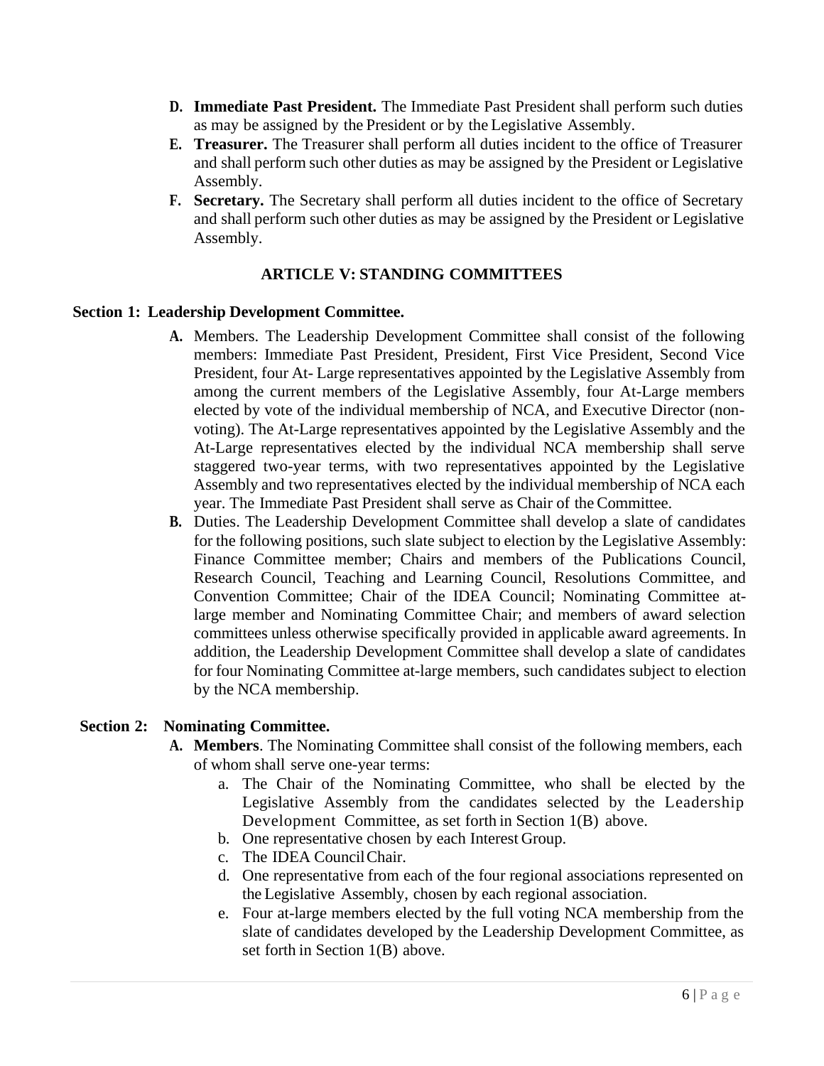D. **Immediate Past President.** The Immediate Past President shall perform such duties as may be assigned by the President or by the Legislative Assembly.

E. **Treasurer.** The Treasurer shall perform all duties incident to the office of Treasurer and shall perform such other duties as may be assigned by the President or Legislative Assembly.

F. **Secretary.** The Secretary shall perform all duties incident to the office of Secretary and shall perform such other duties as may be assigned by the President or Legislative Assembly.

## ARTICLE V: STANDING COMMITTEES

**Section 1: Leadership Development Committee.**

A. Members. The Leadership Development Committee shall consist of the following members: Immediate Past President, President, First Vice President, Second Vice President, four At- Large representatives appointed by the Legislative Assembly from among the current members of the Legislative Assembly, four At-Large members elected by vote of the individual membership of NCA, and Executive Director (non-voting). The At-Large representatives appointed by the Legislative Assembly and the At-Large representatives elected by the individual NCA membership shall serve staggered two-year terms, with two representatives appointed by the Legislative Assembly and two representatives elected by the individual membership of NCA each year. The Immediate Past President shall serve as Chair of the Committee.

B. Duties. The Leadership Development Committee shall develop a slate of candidates for the following positions, such slate subject to election by the Legislative Assembly: Finance Committee member; Chairs and members of the Publications Council, Research Council, Teaching and Learning Council, Resolutions Committee, and Convention Committee; Chair of the IDEA Council; Nominating Committee at-large member and Nominating Committee Chair; and members of award selection committees unless otherwise specifically provided in applicable award agreements. In addition, the Leadership Development Committee shall develop a slate of candidates for four Nominating Committee at-large members, such candidates subject to election by the NCA membership.

**Section 2: Nominating Committee.**

A. **Members**. The Nominating Committee shall consist of the following members, each of whom shall serve one-year terms:

   a. The Chair of the Nominating Committee, who shall be elected by the Legislative Assembly from the candidates selected by the Leadership Development Committee, as set forth in Section 1(B) above.

   b. One representative chosen by each Interest Group.

   c. The IDEA Council Chair.

   d. One representative from each of the four regional associations represented on the Legislative Assembly, chosen by each regional association.

   e. Four at-large members elected by the full voting NCA membership from the slate of candidates developed by the Leadership Development Committee, as set forth in Section 1(B) above.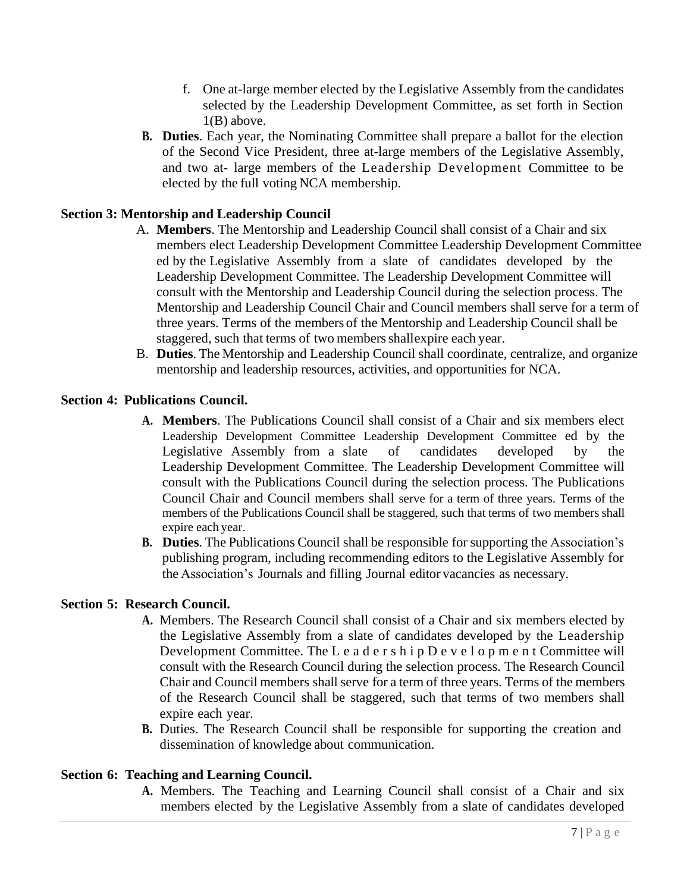f. One at-large member elected by the Legislative Assembly from the candidates selected by the Leadership Development Committee, as set forth in Section 1(B) above.

**B. Duties**. Each year, the Nominating Committee shall prepare a ballot for the election of the Second Vice President, three at-large members of the Legislative Assembly, and two at- large members of the Leadership Development Committee to be elected by the full voting NCA membership.

**Section 3: Mentorship and Leadership Council**

A. **Members**. The Mentorship and Leadership Council shall consist of a Chair and six members elect Leadership Development Committee Leadership Development Committee ed by the Legislative Assembly from a slate of candidates developed by the Leadership Development Committee. The Leadership Development Committee will consult with the Mentorship and Leadership Council during the selection process. The Mentorship and Leadership Council Chair and Council members shall serve for a term of three years. Terms of the members of the Mentorship and Leadership Council shall be staggered, such that terms of two members shallexpire each year.

B. **Duties**. The Mentorship and Leadership Council shall coordinate, centralize, and organize mentorship and leadership resources, activities, and opportunities for NCA.

**Section 4: Publications Council.**

**A. Members**. The Publications Council shall consist of a Chair and six members elect Leadership Development Committee Leadership Development Committee ed by the Legislative Assembly from a slate of candidates developed by the Leadership Development Committee. The Leadership Development Committee will consult with the Publications Council during the selection process. The Publications Council Chair and Council members shall serve for a term of three years. Terms of the members of the Publications Council shall be staggered, such that terms of two members shall expire each year.

**B. Duties**. The Publications Council shall be responsible for supporting the Association's publishing program, including recommending editors to the Legislative Assembly for the Association's Journals and filling Journal editor vacancies as necessary.

**Section 5: Research Council.**

**A.** Members. The Research Council shall consist of a Chair and six members elected by the Legislative Assembly from a slate of candidates developed by the Leadership Development Committee. The L e a d e r s h i p D e v e l o p m e n t Committee will consult with the Research Council during the selection process. The Research Council Chair and Council members shall serve for a term of three years. Terms of the members of the Research Council shall be staggered, such that terms of two members shall expire each year.

**B.** Duties. The Research Council shall be responsible for supporting the creation and dissemination of knowledge about communication.

**Section 6: Teaching and Learning Council.**

**A.** Members. The Teaching and Learning Council shall consist of a Chair and six members elected by the Legislative Assembly from a slate of candidates developed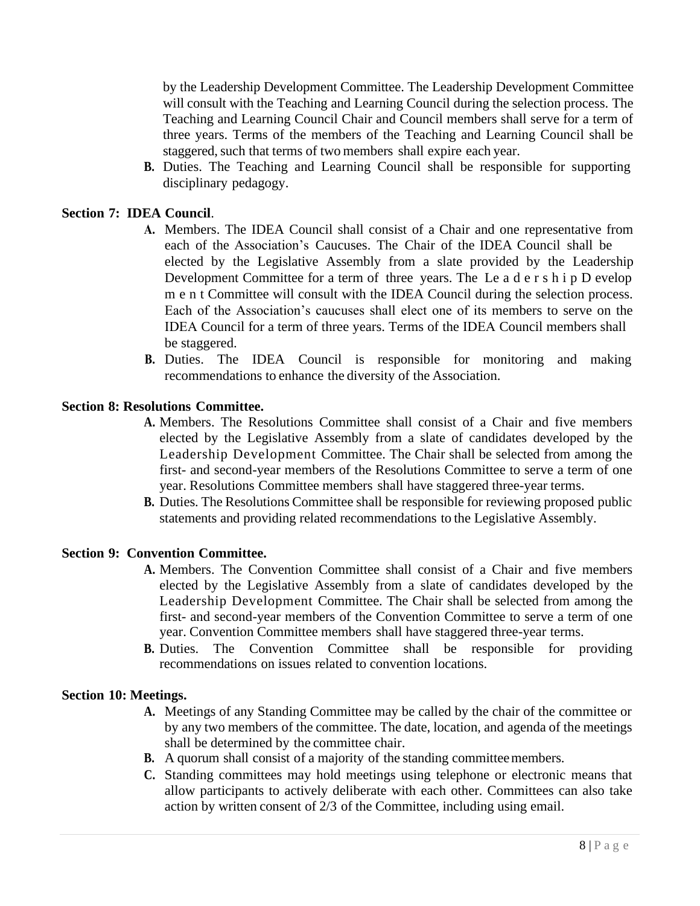by the Leadership Development Committee. The Leadership Development Committee will consult with the Teaching and Learning Council during the selection process. The Teaching and Learning Council Chair and Council members shall serve for a term of three years. Terms of the members of the Teaching and Learning Council shall be staggered, such that terms of two members shall expire each year.

**B.** Duties. The Teaching and Learning Council shall be responsible for supporting disciplinary pedagogy.

**Section 7: IDEA Council**.

**A.** Members. The IDEA Council shall consist of a Chair and one representative from each of the Association's Caucuses. The Chair of the IDEA Council shall be elected by the Legislative Assembly from a slate provided by the Leadership Development Committee for a term of three years. The Leadership Development Committee will consult with the IDEA Council during the selection process. Each of the Association's caucuses shall elect one of its members to serve on the IDEA Council for a term of three years. Terms of the IDEA Council members shall be staggered.

**B.** Duties. The IDEA Council is responsible for monitoring and making recommendations to enhance the diversity of the Association.

**Section 8: Resolutions Committee.**

**A.** Members. The Resolutions Committee shall consist of a Chair and five members elected by the Legislative Assembly from a slate of candidates developed by the Leadership Development Committee. The Chair shall be selected from among the first- and second-year members of the Resolutions Committee to serve a term of one year. Resolutions Committee members shall have staggered three-year terms.

**B.** Duties. The Resolutions Committee shall be responsible for reviewing proposed public statements and providing related recommendations to the Legislative Assembly.

**Section 9: Convention Committee.**

**A.** Members. The Convention Committee shall consist of a Chair and five members elected by the Legislative Assembly from a slate of candidates developed by the Leadership Development Committee. The Chair shall be selected from among the first- and second-year members of the Convention Committee to serve a term of one year. Convention Committee members shall have staggered three-year terms.

**B.** Duties. The Convention Committee shall be responsible for providing recommendations on issues related to convention locations.

**Section 10: Meetings.**

**A.** Meetings of any Standing Committee may be called by the chair of the committee or by any two members of the committee. The date, location, and agenda of the meetings shall be determined by the committee chair.

**B.** A quorum shall consist of a majority of the standing committee members.

**C.** Standing committees may hold meetings using telephone or electronic means that allow participants to actively deliberate with each other. Committees can also take action by written consent of 2/3 of the Committee, including using email.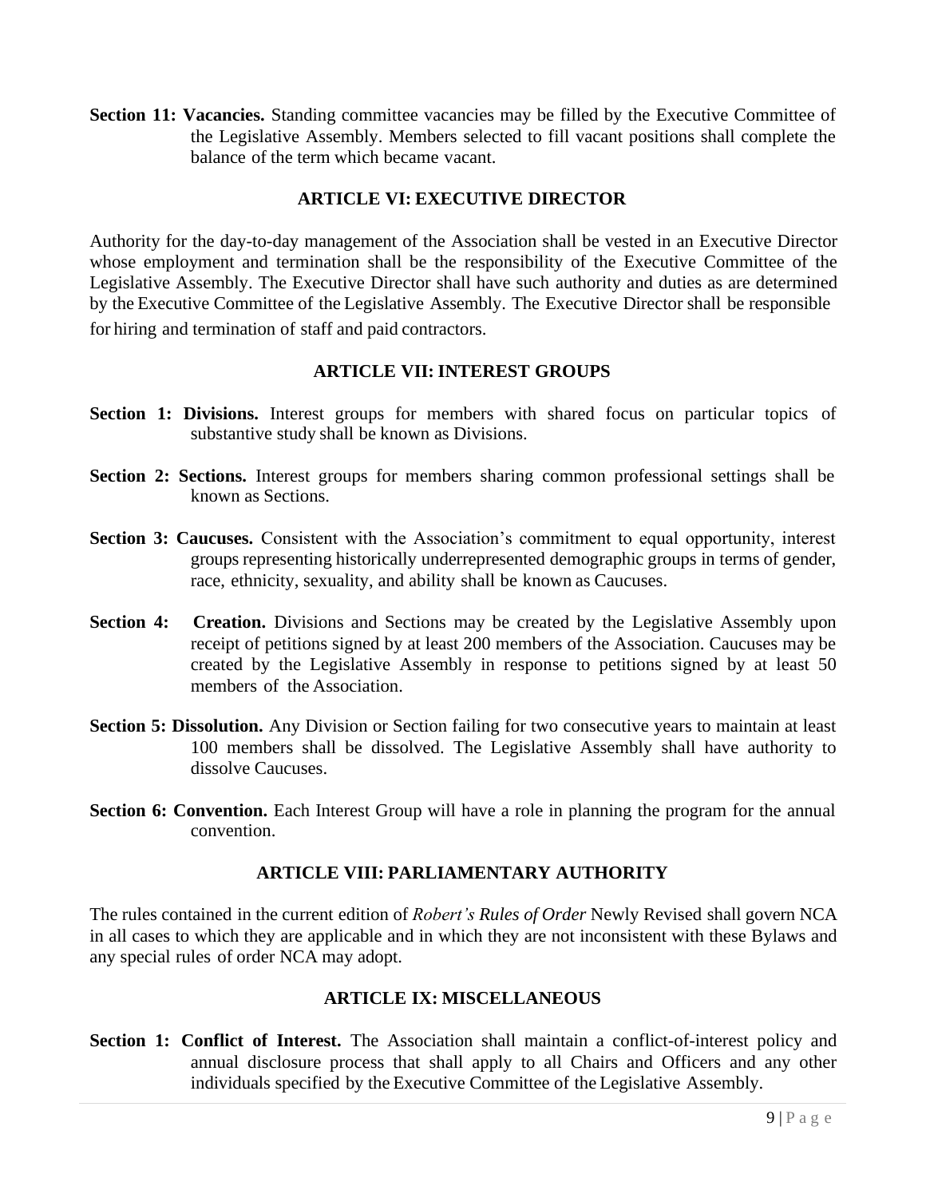**Section 11: Vacancies.** Standing committee vacancies may be filled by the Executive Committee of the Legislative Assembly. Members selected to fill vacant positions shall complete the balance of the term which became vacant.

## ARTICLE VI: EXECUTIVE DIRECTOR

Authority for the day-to-day management of the Association shall be vested in an Executive Director whose employment and termination shall be the responsibility of the Executive Committee of the Legislative Assembly. The Executive Director shall have such authority and duties as are determined by the Executive Committee of the Legislative Assembly. The Executive Director shall be responsible for hiring and termination of staff and paid contractors.

## ARTICLE VII: INTEREST GROUPS

**Section 1: Divisions.** Interest groups for members with shared focus on particular topics of substantive study shall be known as Divisions.

**Section 2: Sections.** Interest groups for members sharing common professional settings shall be known as Sections.

**Section 3: Caucuses.** Consistent with the Association's commitment to equal opportunity, interest groups representing historically underrepresented demographic groups in terms of gender, race, ethnicity, sexuality, and ability shall be known as Caucuses.

**Section 4: Creation.** Divisions and Sections may be created by the Legislative Assembly upon receipt of petitions signed by at least 200 members of the Association. Caucuses may be created by the Legislative Assembly in response to petitions signed by at least 50 members of the Association.

**Section 5: Dissolution.** Any Division or Section failing for two consecutive years to maintain at least 100 members shall be dissolved. The Legislative Assembly shall have authority to dissolve Caucuses.

**Section 6: Convention.** Each Interest Group will have a role in planning the program for the annual convention.

## ARTICLE VIII: PARLIAMENTARY AUTHORITY

The rules contained in the current edition of *Robert's Rules of Order* Newly Revised shall govern NCA in all cases to which they are applicable and in which they are not inconsistent with these Bylaws and any special rules of order NCA may adopt.

## ARTICLE IX: MISCELLANEOUS

**Section 1: Conflict of Interest.** The Association shall maintain a conflict-of-interest policy and annual disclosure process that shall apply to all Chairs and Officers and any other individuals specified by the Executive Committee of the Legislative Assembly.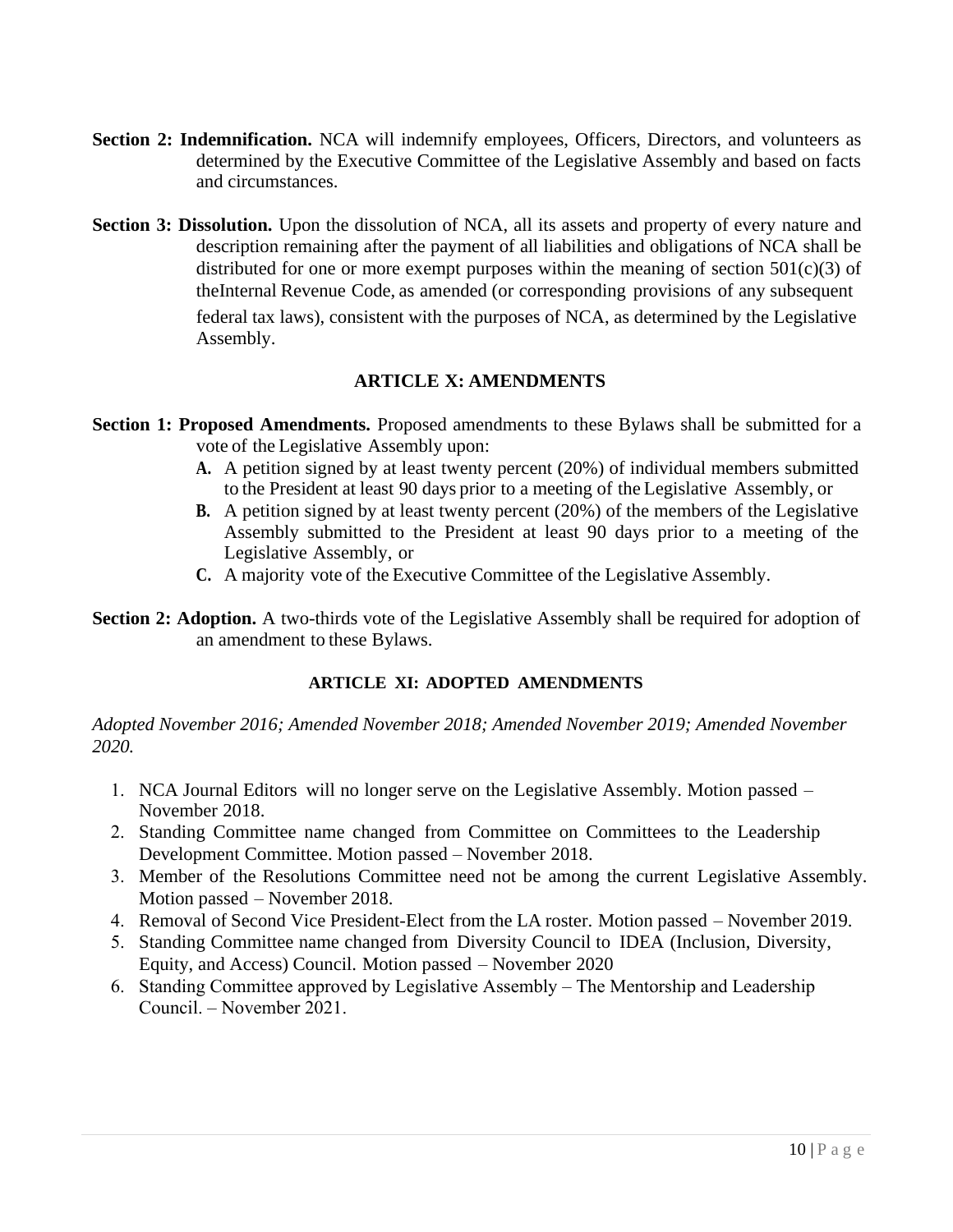**Section 2: Indemnification.** NCA will indemnify employees, Officers, Directors, and volunteers as determined by the Executive Committee of the Legislative Assembly and based on facts and circumstances.

**Section 3: Dissolution.** Upon the dissolution of NCA, all its assets and property of every nature and description remaining after the payment of all liabilities and obligations of NCA shall be distributed for one or more exempt purposes within the meaning of section 501(c)(3) of theInternal Revenue Code, as amended (or corresponding provisions of any subsequent federal tax laws), consistent with the purposes of NCA, as determined by the Legislative Assembly.

## ARTICLE X: AMENDMENTS

**Section 1: Proposed Amendments.** Proposed amendments to these Bylaws shall be submitted for a vote of the Legislative Assembly upon:

- **A.** A petition signed by at least twenty percent (20%) of individual members submitted to the President at least 90 days prior to a meeting of the Legislative Assembly, or
- **B.** A petition signed by at least twenty percent (20%) of the members of the Legislative Assembly submitted to the President at least 90 days prior to a meeting of the Legislative Assembly, or
- **C.** A majority vote of the Executive Committee of the Legislative Assembly.

**Section 2: Adoption.** A two-thirds vote of the Legislative Assembly shall be required for adoption of an amendment to these Bylaws.

## ARTICLE XI: ADOPTED AMENDMENTS

*Adopted November 2016; Amended November 2018; Amended November 2019; Amended November 2020.*

1. NCA Journal Editors will no longer serve on the Legislative Assembly. Motion passed – November 2018.
2. Standing Committee name changed from Committee on Committees to the Leadership Development Committee. Motion passed – November 2018.
3. Member of the Resolutions Committee need not be among the current Legislative Assembly. Motion passed – November 2018.
4. Removal of Second Vice President-Elect from the LA roster. Motion passed – November 2019.
5. Standing Committee name changed from Diversity Council to IDEA (Inclusion, Diversity, Equity, and Access) Council. Motion passed – November 2020
6. Standing Committee approved by Legislative Assembly – The Mentorship and Leadership Council. – November 2021.